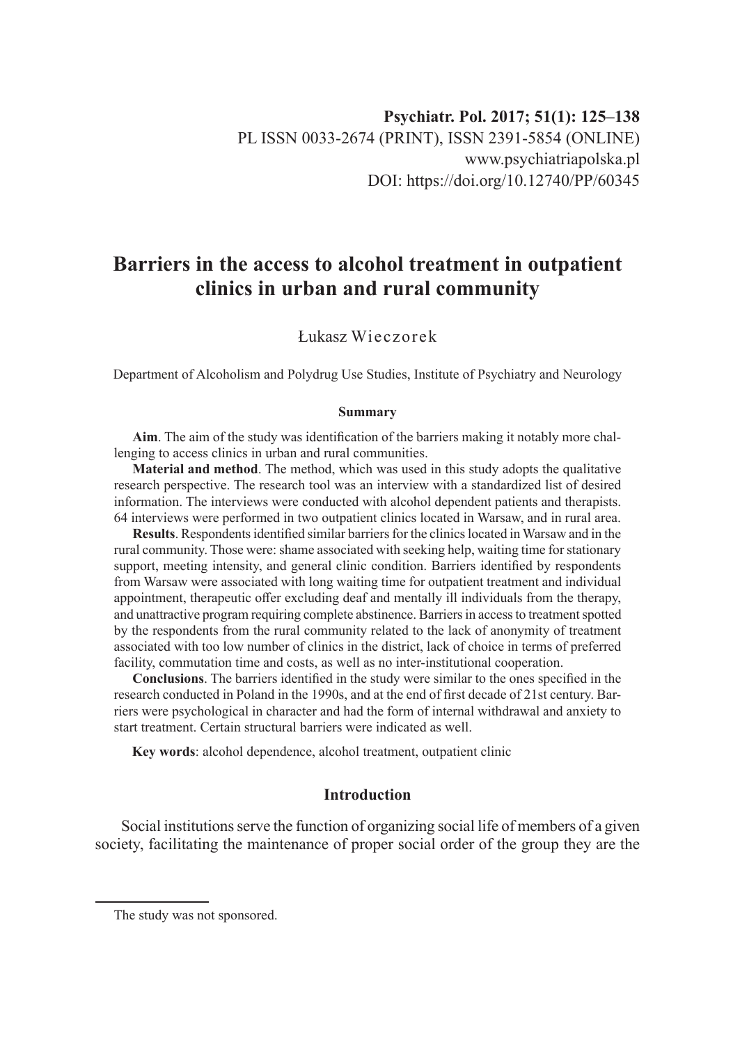# Barriers in the access to alcohol treatment in outpatient clinics in urban and rural community

Łukasz Wieczorek

Department of Alcoholism and Polydrug Use Studies, Institute of Psychiatry and Neurology

## Summary

**Aim**. The aim of the study was identification of the barriers making it notably more challenging to access clinics in urban and rural communities.

**Material and method**. The method, which was used in this study adopts the qualitative research perspective. The research tool was an interview with a standardized list of desired information. The interviews were conducted with alcohol dependent patients and therapists. 64 interviews were performed in two outpatient clinics located in Warsaw, and in rural area.

**Results**. Respondents identified similar barriers for the clinics located in Warsaw and in the rural community. Those were: shame associated with seeking help, waiting time for stationary support, meeting intensity, and general clinic condition. Barriers identified by respondents from Warsaw were associated with long waiting time for outpatient treatment and individual appointment, therapeutic offer excluding deaf and mentally ill individuals from the therapy, and unattractive program requiring complete abstinence. Barriers in access to treatment spotted by the respondents from the rural community related to the lack of anonymity of treatment associated with too low number of clinics in the district, lack of choice in terms of preferred facility, commutation time and costs, as well as no inter-institutional cooperation.

**Conclusions**. The barriers identified in the study were similar to the ones specified in the research conducted in Poland in the 1990s, and at the end of first decade of 21st century. Barriers were psychological in character and had the form of internal withdrawal and anxiety to start treatment. Certain structural barriers were indicated as well.

**Key words**: alcohol dependence, alcohol treatment, outpatient clinic

## Introduction

Social institutions serve the function of organizing social life of members of a given society, facilitating the maintenance of proper social order of the group they are the

The study was not sponsored.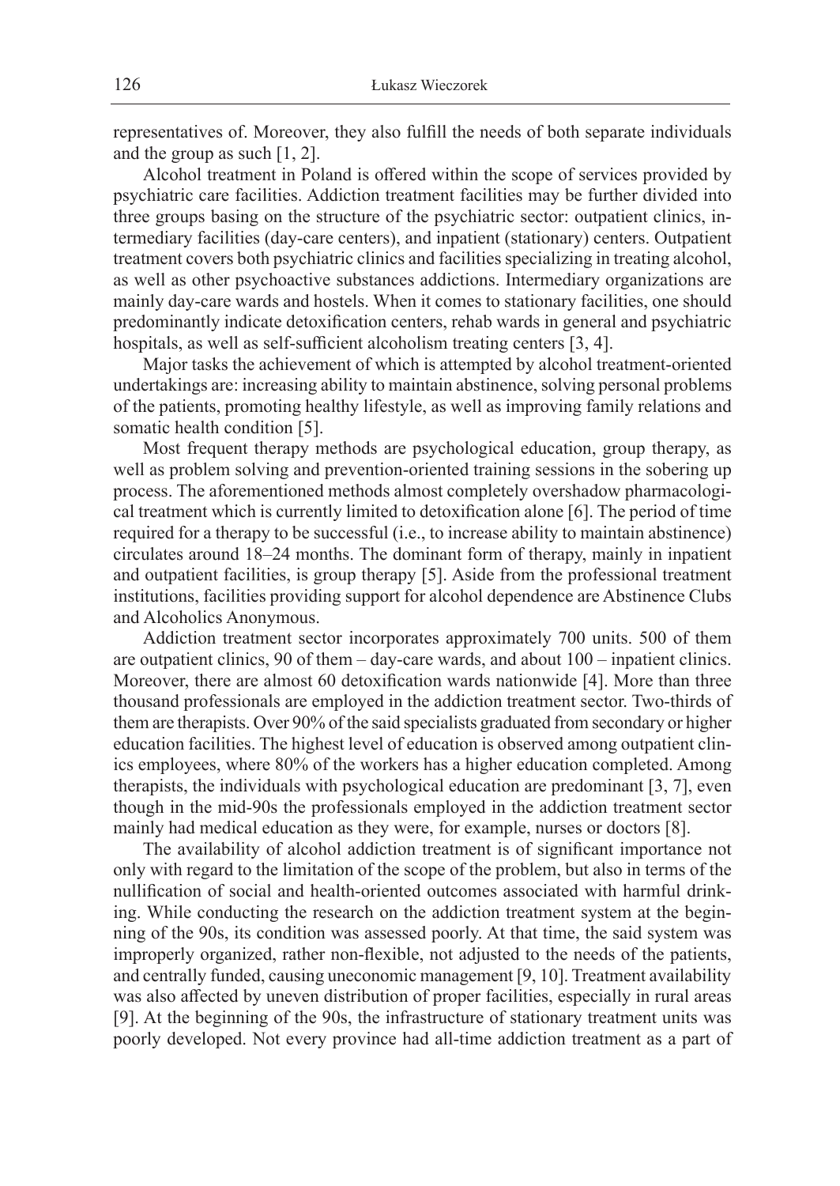representatives of. Moreover, they also fulfill the needs of both separate individuals and the group as such [1, 2].

Alcohol treatment in Poland is offered within the scope of services provided by psychiatric care facilities. Addiction treatment facilities may be further divided into three groups basing on the structure of the psychiatric sector: outpatient clinics, intermediary facilities (day-care centers), and inpatient (stationary) centers. Outpatient treatment covers both psychiatric clinics and facilities specializing in treating alcohol, as well as other psychoactive substances addictions. Intermediary organizations are mainly day-care wards and hostels. When it comes to stationary facilities, one should predominantly indicate detoxification centers, rehab wards in general and psychiatric hospitals, as well as self-sufficient alcoholism treating centers [3, 4].

Major tasks the achievement of which is attempted by alcohol treatment-oriented undertakings are: increasing ability to maintain abstinence, solving personal problems of the patients, promoting healthy lifestyle, as well as improving family relations and somatic health condition [5].

Most frequent therapy methods are psychological education, group therapy, as well as problem solving and prevention-oriented training sessions in the sobering up process. The aforementioned methods almost completely overshadow pharmacological treatment which is currently limited to detoxification alone [6]. The period of time required for a therapy to be successful (i.e., to increase ability to maintain abstinence) circulates around 18–24 months. The dominant form of therapy, mainly in inpatient and outpatient facilities, is group therapy [5]. Aside from the professional treatment institutions, facilities providing support for alcohol dependence are Abstinence Clubs and Alcoholics Anonymous.

Addiction treatment sector incorporates approximately 700 units. 500 of them are outpatient clinics, 90 of them – day-care wards, and about 100 – inpatient clinics. Moreover, there are almost 60 detoxification wards nationwide [4]. More than three thousand professionals are employed in the addiction treatment sector. Two-thirds of them are therapists. Over 90% of the said specialists graduated from secondary or higher education facilities. The highest level of education is observed among outpatient clinics employees, where 80% of the workers has a higher education completed. Among therapists, the individuals with psychological education are predominant [3, 7], even though in the mid-90s the professionals employed in the addiction treatment sector mainly had medical education as they were, for example, nurses or doctors [8].

The availability of alcohol addiction treatment is of significant importance not only with regard to the limitation of the scope of the problem, but also in terms of the nullification of social and health-oriented outcomes associated with harmful drinking. While conducting the research on the addiction treatment system at the beginning of the 90s, its condition was assessed poorly. At that time, the said system was improperly organized, rather non-flexible, not adjusted to the needs of the patients, and centrally funded, causing uneconomic management [9, 10]. Treatment availability was also affected by uneven distribution of proper facilities, especially in rural areas [9]. At the beginning of the 90s, the infrastructure of stationary treatment units was poorly developed. Not every province had all-time addiction treatment as a part of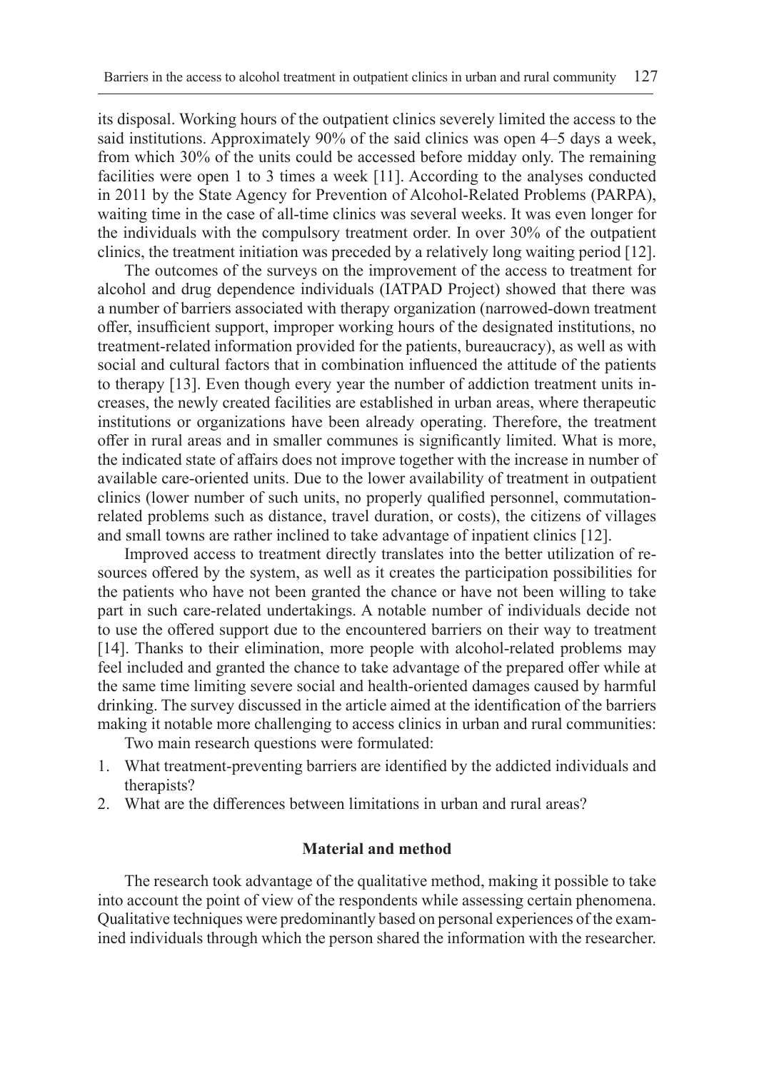its disposal. Working hours of the outpatient clinics severely limited the access to the said institutions. Approximately 90% of the said clinics was open 4–5 days a week, from which 30% of the units could be accessed before midday only. The remaining facilities were open 1 to 3 times a week [11]. According to the analyses conducted in 2011 by the State Agency for Prevention of Alcohol-Related Problems (PARPA), waiting time in the case of all-time clinics was several weeks. It was even longer for the individuals with the compulsory treatment order. In over 30% of the outpatient clinics, the treatment initiation was preceded by a relatively long waiting period [12].

The outcomes of the surveys on the improvement of the access to treatment for alcohol and drug dependence individuals (IATPAD Project) showed that there was a number of barriers associated with therapy organization (narrowed-down treatment offer, insufficient support, improper working hours of the designated institutions, no treatment-related information provided for the patients, bureaucracy), as well as with social and cultural factors that in combination influenced the attitude of the patients to therapy [13]. Even though every year the number of addiction treatment units increases, the newly created facilities are established in urban areas, where therapeutic institutions or organizations have been already operating. Therefore, the treatment offer in rural areas and in smaller communes is significantly limited. What is more, the indicated state of affairs does not improve together with the increase in number of available care-oriented units. Due to the lower availability of treatment in outpatient clinics (lower number of such units, no properly qualified personnel, commutation-related problems such as distance, travel duration, or costs), the citizens of villages and small towns are rather inclined to take advantage of inpatient clinics [12].

Improved access to treatment directly translates into the better utilization of resources offered by the system, as well as it creates the participation possibilities for the patients who have not been granted the chance or have not been willing to take part in such care-related undertakings. A notable number of individuals decide not to use the offered support due to the encountered barriers on their way to treatment [14]. Thanks to their elimination, more people with alcohol-related problems may feel included and granted the chance to take advantage of the prepared offer while at the same time limiting severe social and health-oriented damages caused by harmful drinking. The survey discussed in the article aimed at the identification of the barriers making it notable more challenging to access clinics in urban and rural communities:

Two main research questions were formulated:

1. What treatment-preventing barriers are identified by the addicted individuals and therapists?
2. What are the differences between limitations in urban and rural areas?

## Material and method

The research took advantage of the qualitative method, making it possible to take into account the point of view of the respondents while assessing certain phenomena. Qualitative techniques were predominantly based on personal experiences of the examined individuals through which the person shared the information with the researcher.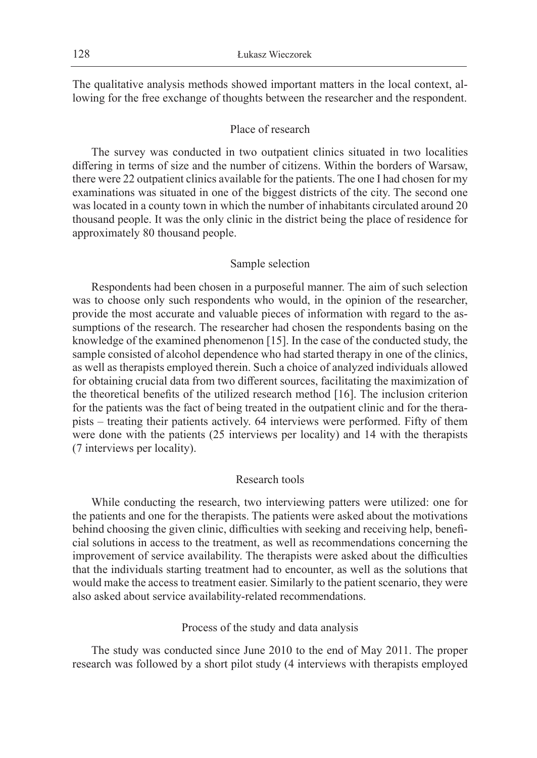The qualitative analysis methods showed important matters in the local context, allowing for the free exchange of thoughts between the researcher and the respondent.

### Place of research

The survey was conducted in two outpatient clinics situated in two localities differing in terms of size and the number of citizens. Within the borders of Warsaw, there were 22 outpatient clinics available for the patients. The one I had chosen for my examinations was situated in one of the biggest districts of the city. The second one was located in a county town in which the number of inhabitants circulated around 20 thousand people. It was the only clinic in the district being the place of residence for approximately 80 thousand people.

### Sample selection

Respondents had been chosen in a purposeful manner. The aim of such selection was to choose only such respondents who would, in the opinion of the researcher, provide the most accurate and valuable pieces of information with regard to the assumptions of the research. The researcher had chosen the respondents basing on the knowledge of the examined phenomenon [15]. In the case of the conducted study, the sample consisted of alcohol dependence who had started therapy in one of the clinics, as well as therapists employed therein. Such a choice of analyzed individuals allowed for obtaining crucial data from two different sources, facilitating the maximization of the theoretical benefits of the utilized research method [16]. The inclusion criterion for the patients was the fact of being treated in the outpatient clinic and for the therapists – treating their patients actively. 64 interviews were performed. Fifty of them were done with the patients (25 interviews per locality) and 14 with the therapists (7 interviews per locality).

### Research tools

While conducting the research, two interviewing patters were utilized: one for the patients and one for the therapists. The patients were asked about the motivations behind choosing the given clinic, difficulties with seeking and receiving help, beneficial solutions in access to the treatment, as well as recommendations concerning the improvement of service availability. The therapists were asked about the difficulties that the individuals starting treatment had to encounter, as well as the solutions that would make the access to treatment easier. Similarly to the patient scenario, they were also asked about service availability-related recommendations.

### Process of the study and data analysis

The study was conducted since June 2010 to the end of May 2011. The proper research was followed by a short pilot study (4 interviews with therapists employed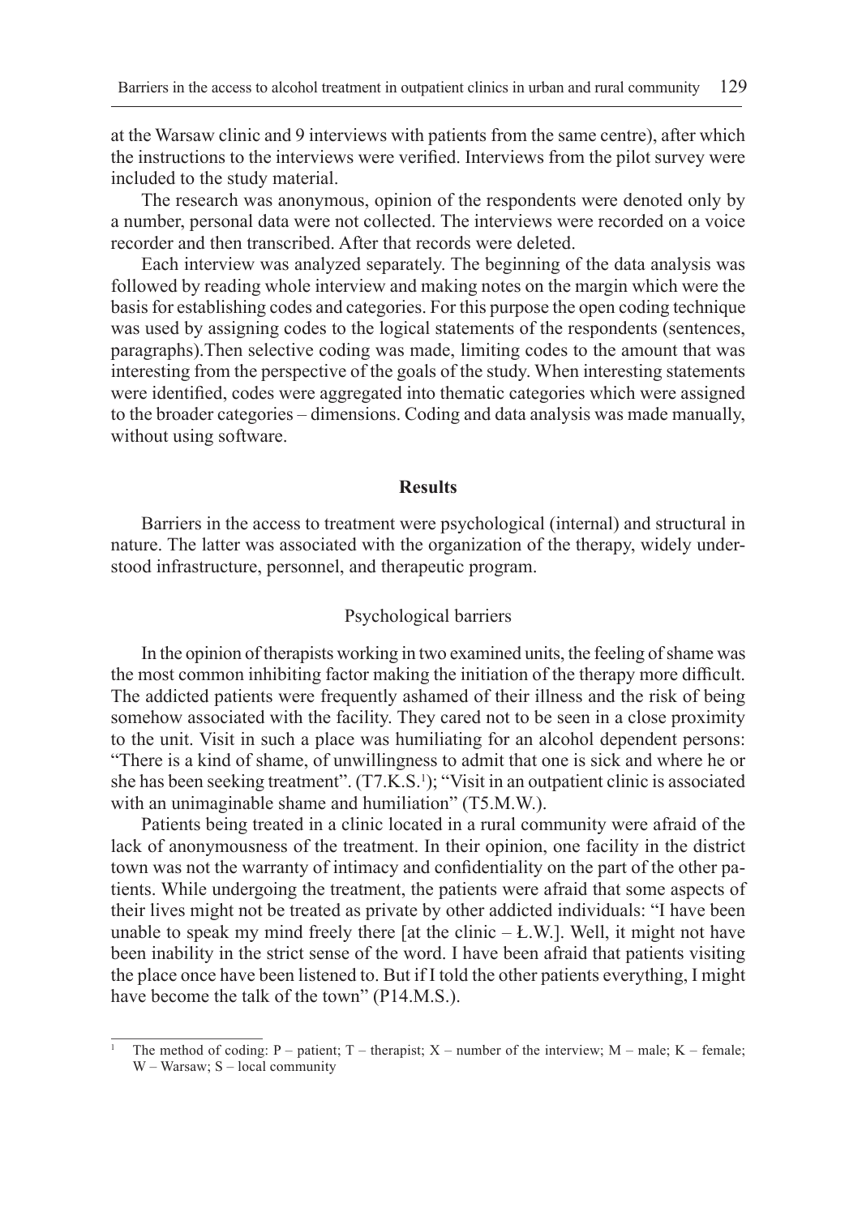at the Warsaw clinic and 9 interviews with patients from the same centre), after which the instructions to the interviews were verified. Interviews from the pilot survey were included to the study material.

The research was anonymous, opinion of the respondents were denoted only by a number, personal data were not collected. The interviews were recorded on a voice recorder and then transcribed. After that records were deleted.

Each interview was analyzed separately. The beginning of the data analysis was followed by reading whole interview and making notes on the margin which were the basis for establishing codes and categories. For this purpose the open coding technique was used by assigning codes to the logical statements of the respondents (sentences, paragraphs).Then selective coding was made, limiting codes to the amount that was interesting from the perspective of the goals of the study. When interesting statements were identified, codes were aggregated into thematic categories which were assigned to the broader categories – dimensions. Coding and data analysis was made manually, without using software.

## Results

Barriers in the access to treatment were psychological (internal) and structural in nature. The latter was associated with the organization of the therapy, widely understood infrastructure, personnel, and therapeutic program.

### Psychological barriers

In the opinion of therapists working in two examined units, the feeling of shame was the most common inhibiting factor making the initiation of the therapy more difficult. The addicted patients were frequently ashamed of their illness and the risk of being somehow associated with the facility. They cared not to be seen in a close proximity to the unit. Visit in such a place was humiliating for an alcohol dependent persons: "There is a kind of shame, of unwillingness to admit that one is sick and where he or she has been seeking treatment". (T7.K.S.[1]); "Visit in an outpatient clinic is associated with an unimaginable shame and humiliation" (T5.M.W.).

Patients being treated in a clinic located in a rural community were afraid of the lack of anonymousness of the treatment. In their opinion, one facility in the district town was not the warranty of intimacy and confidentiality on the part of the other patients. While undergoing the treatment, the patients were afraid that some aspects of their lives might not be treated as private by other addicted individuals: "I have been unable to speak my mind freely there [at the clinic – Ł.W.]. Well, it might not have been inability in the strict sense of the word. I have been afraid that patients visiting the place once have been listened to. But if I told the other patients everything, I might have become the talk of the town" (P14.M.S.).

---

[1] The method of coding: P – patient; T – therapist; X – number of the interview; M – male; K – female; W – Warsaw; S – local community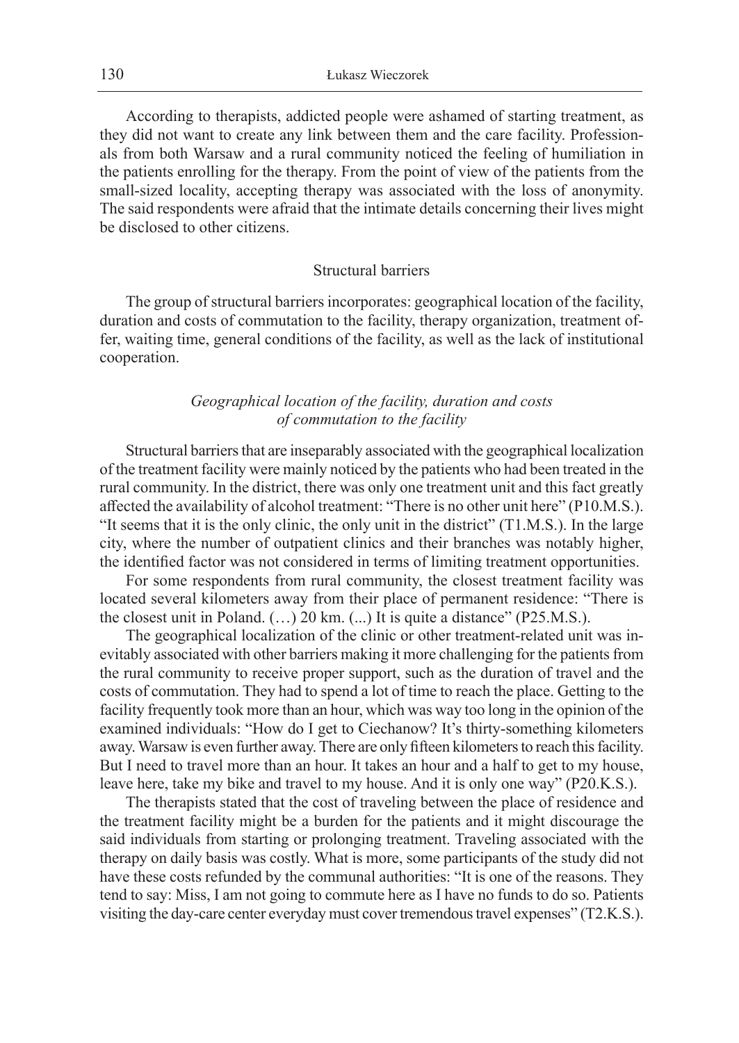According to therapists, addicted people were ashamed of starting treatment, as they did not want to create any link between them and the care facility. Professionals from both Warsaw and a rural community noticed the feeling of humiliation in the patients enrolling for the therapy. From the point of view of the patients from the small-sized locality, accepting therapy was associated with the loss of anonymity. The said respondents were afraid that the intimate details concerning their lives might be disclosed to other citizens.

## Structural barriers

The group of structural barriers incorporates: geographical location of the facility, duration and costs of commutation to the facility, therapy organization, treatment offer, waiting time, general conditions of the facility, as well as the lack of institutional cooperation.

### *Geographical location of the facility, duration and costs of commutation to the facility*

Structural barriers that are inseparably associated with the geographical localization of the treatment facility were mainly noticed by the patients who had been treated in the rural community. In the district, there was only one treatment unit and this fact greatly affected the availability of alcohol treatment: "There is no other unit here" (P10.M.S.). "It seems that it is the only clinic, the only unit in the district" (T1.M.S.). In the large city, where the number of outpatient clinics and their branches was notably higher, the identified factor was not considered in terms of limiting treatment opportunities.

For some respondents from rural community, the closest treatment facility was located several kilometers away from their place of permanent residence: "There is the closest unit in Poland. (…) 20 km. (...) It is quite a distance" (P25.M.S.).

The geographical localization of the clinic or other treatment-related unit was inevitably associated with other barriers making it more challenging for the patients from the rural community to receive proper support, such as the duration of travel and the costs of commutation. They had to spend a lot of time to reach the place. Getting to the facility frequently took more than an hour, which was way too long in the opinion of the examined individuals: "How do I get to Ciechanow? It's thirty-something kilometers away. Warsaw is even further away. There are only fifteen kilometers to reach this facility. But I need to travel more than an hour. It takes an hour and a half to get to my house, leave here, take my bike and travel to my house. And it is only one way" (P20.K.S.).

The therapists stated that the cost of traveling between the place of residence and the treatment facility might be a burden for the patients and it might discourage the said individuals from starting or prolonging treatment. Traveling associated with the therapy on daily basis was costly. What is more, some participants of the study did not have these costs refunded by the communal authorities: "It is one of the reasons. They tend to say: Miss, I am not going to commute here as I have no funds to do so. Patients visiting the day-care center everyday must cover tremendous travel expenses" (T2.K.S.).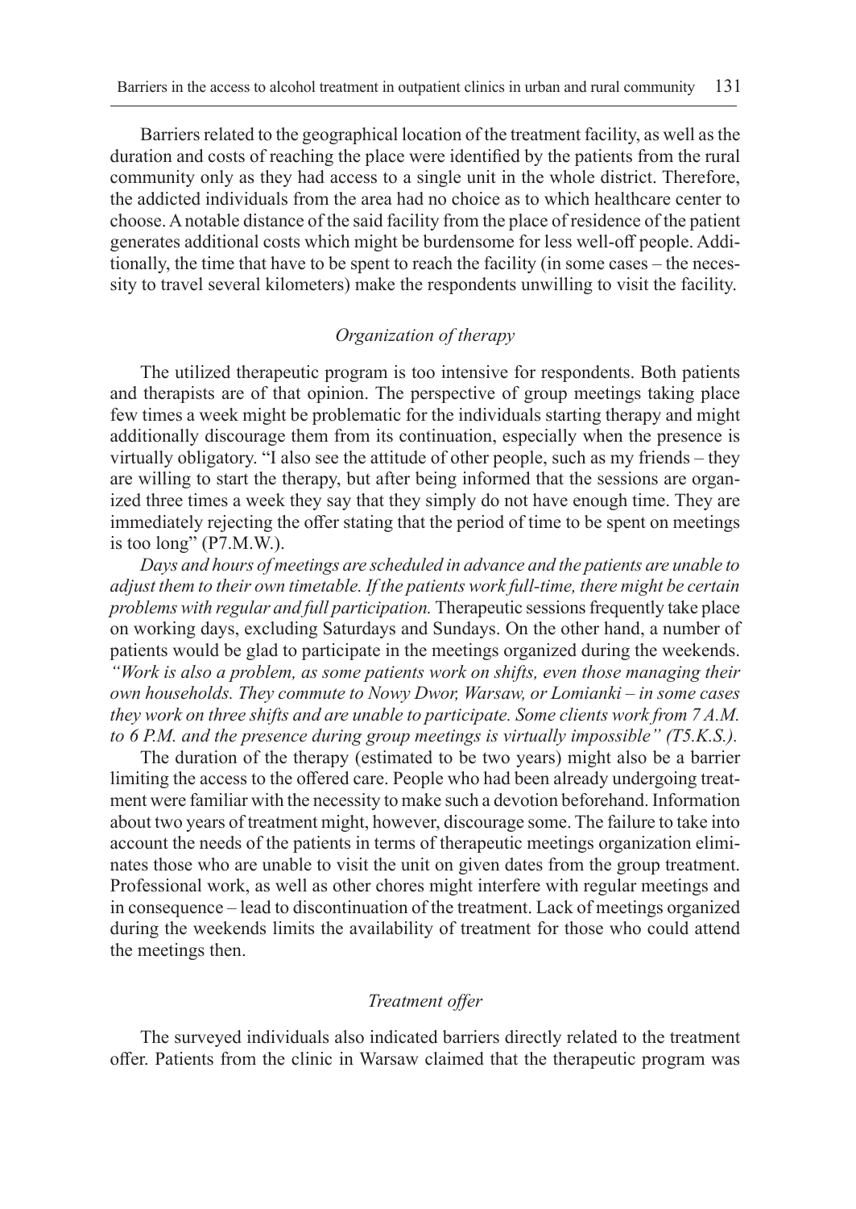Barriers related to the geographical location of the treatment facility, as well as the duration and costs of reaching the place were identified by the patients from the rural community only as they had access to a single unit in the whole district. Therefore, the addicted individuals from the area had no choice as to which healthcare center to choose. A notable distance of the said facility from the place of residence of the patient generates additional costs which might be burdensome for less well-off people. Additionally, the time that have to be spent to reach the facility (in some cases – the necessity to travel several kilometers) make the respondents unwilling to visit the facility.

### *Organization of therapy*

The utilized therapeutic program is too intensive for respondents. Both patients and therapists are of that opinion. The perspective of group meetings taking place few times a week might be problematic for the individuals starting therapy and might additionally discourage them from its continuation, especially when the presence is virtually obligatory. "I also see the attitude of other people, such as my friends – they are willing to start the therapy, but after being informed that the sessions are organized three times a week they say that they simply do not have enough time. They are immediately rejecting the offer stating that the period of time to be spent on meetings is too long" (P7.M.W.).

*Days and hours of meetings are scheduled in advance and the patients are unable to adjust them to their own timetable. If the patients work full-time, there might be certain problems with regular and full participation.* Therapeutic sessions frequently take place on working days, excluding Saturdays and Sundays. On the other hand, a number of patients would be glad to participate in the meetings organized during the weekends. *"Work is also a problem, as some patients work on shifts, even those managing their own households. They commute to Nowy Dwor, Warsaw, or Lomianki – in some cases they work on three shifts and are unable to participate. Some clients work from 7 A.M. to 6 P.M. and the presence during group meetings is virtually impossible" (T5.K.S.).*

The duration of the therapy (estimated to be two years) might also be a barrier limiting the access to the offered care. People who had been already undergoing treatment were familiar with the necessity to make such a devotion beforehand. Information about two years of treatment might, however, discourage some. The failure to take into account the needs of the patients in terms of therapeutic meetings organization eliminates those who are unable to visit the unit on given dates from the group treatment. Professional work, as well as other chores might interfere with regular meetings and in consequence – lead to discontinuation of the treatment. Lack of meetings organized during the weekends limits the availability of treatment for those who could attend the meetings then.

### *Treatment offer*

The surveyed individuals also indicated barriers directly related to the treatment offer. Patients from the clinic in Warsaw claimed that the therapeutic program was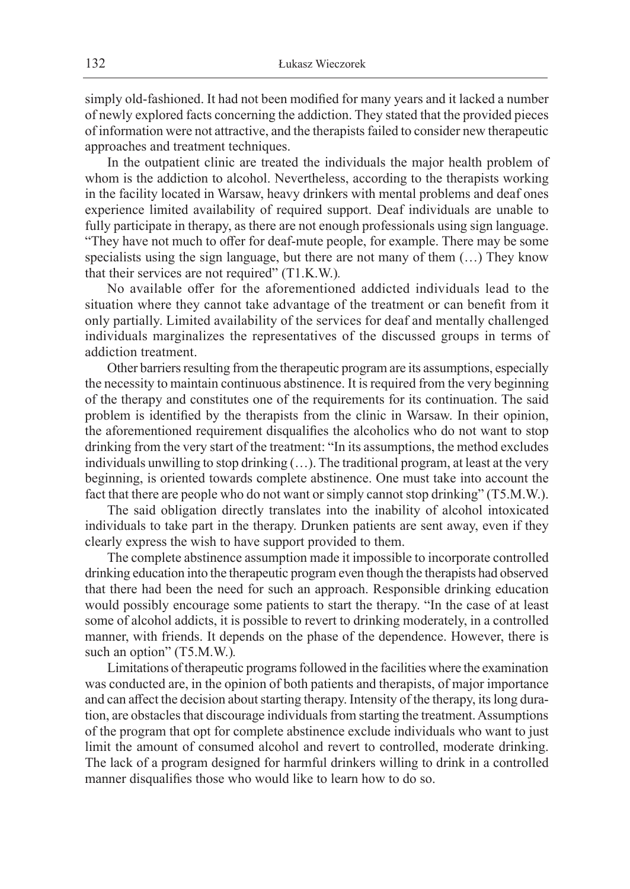simply old-fashioned. It had not been modified for many years and it lacked a number of newly explored facts concerning the addiction. They stated that the provided pieces of information were not attractive, and the therapists failed to consider new therapeutic approaches and treatment techniques.

In the outpatient clinic are treated the individuals the major health problem of whom is the addiction to alcohol. Nevertheless, according to the therapists working in the facility located in Warsaw, heavy drinkers with mental problems and deaf ones experience limited availability of required support. Deaf individuals are unable to fully participate in therapy, as there are not enough professionals using sign language. "They have not much to offer for deaf-mute people, for example. There may be some specialists using the sign language, but there are not many of them (…) They know that their services are not required" (T1.K.W.).

No available offer for the aforementioned addicted individuals lead to the situation where they cannot take advantage of the treatment or can benefit from it only partially. Limited availability of the services for deaf and mentally challenged individuals marginalizes the representatives of the discussed groups in terms of addiction treatment.

Other barriers resulting from the therapeutic program are its assumptions, especially the necessity to maintain continuous abstinence. It is required from the very beginning of the therapy and constitutes one of the requirements for its continuation. The said problem is identified by the therapists from the clinic in Warsaw. In their opinion, the aforementioned requirement disqualifies the alcoholics who do not want to stop drinking from the very start of the treatment: "In its assumptions, the method excludes individuals unwilling to stop drinking (…). The traditional program, at least at the very beginning, is oriented towards complete abstinence. One must take into account the fact that there are people who do not want or simply cannot stop drinking" (T5.M.W.).

The said obligation directly translates into the inability of alcohol intoxicated individuals to take part in the therapy. Drunken patients are sent away, even if they clearly express the wish to have support provided to them.

The complete abstinence assumption made it impossible to incorporate controlled drinking education into the therapeutic program even though the therapists had observed that there had been the need for such an approach. Responsible drinking education would possibly encourage some patients to start the therapy. "In the case of at least some of alcohol addicts, it is possible to revert to drinking moderately, in a controlled manner, with friends. It depends on the phase of the dependence. However, there is such an option" (T5.M.W.).

Limitations of therapeutic programs followed in the facilities where the examination was conducted are, in the opinion of both patients and therapists, of major importance and can affect the decision about starting therapy. Intensity of the therapy, its long duration, are obstacles that discourage individuals from starting the treatment. Assumptions of the program that opt for complete abstinence exclude individuals who want to just limit the amount of consumed alcohol and revert to controlled, moderate drinking. The lack of a program designed for harmful drinkers willing to drink in a controlled manner disqualifies those who would like to learn how to do so.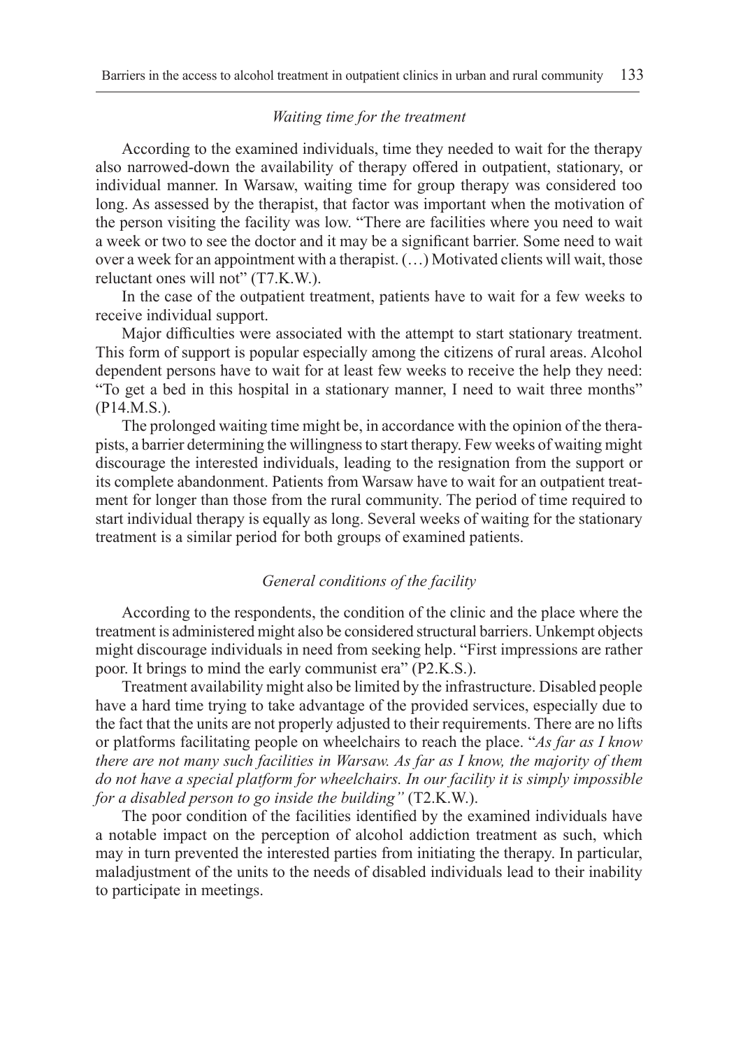*Waiting time for the treatment*

According to the examined individuals, time they needed to wait for the therapy also narrowed-down the availability of therapy offered in outpatient, stationary, or individual manner. In Warsaw, waiting time for group therapy was considered too long. As assessed by the therapist, that factor was important when the motivation of the person visiting the facility was low. "There are facilities where you need to wait a week or two to see the doctor and it may be a significant barrier. Some need to wait over a week for an appointment with a therapist. (…) Motivated clients will wait, those reluctant ones will not" (T7.K.W.).

In the case of the outpatient treatment, patients have to wait for a few weeks to receive individual support.

Major difficulties were associated with the attempt to start stationary treatment. This form of support is popular especially among the citizens of rural areas. Alcohol dependent persons have to wait for at least few weeks to receive the help they need: "To get a bed in this hospital in a stationary manner, I need to wait three months" (P14.M.S.).

The prolonged waiting time might be, in accordance with the opinion of the therapists, a barrier determining the willingness to start therapy. Few weeks of waiting might discourage the interested individuals, leading to the resignation from the support or its complete abandonment. Patients from Warsaw have to wait for an outpatient treatment for longer than those from the rural community. The period of time required to start individual therapy is equally as long. Several weeks of waiting for the stationary treatment is a similar period for both groups of examined patients.

*General conditions of the facility*

According to the respondents, the condition of the clinic and the place where the treatment is administered might also be considered structural barriers. Unkempt objects might discourage individuals in need from seeking help. "First impressions are rather poor. It brings to mind the early communist era" (P2.K.S.).

Treatment availability might also be limited by the infrastructure. Disabled people have a hard time trying to take advantage of the provided services, especially due to the fact that the units are not properly adjusted to their requirements. There are no lifts or platforms facilitating people on wheelchairs to reach the place. "*As far as I know there are not many such facilities in Warsaw. As far as I know, the majority of them do not have a special platform for wheelchairs. In our facility it is simply impossible for a disabled person to go inside the building"* (T2.K.W.).

The poor condition of the facilities identified by the examined individuals have a notable impact on the perception of alcohol addiction treatment as such, which may in turn prevented the interested parties from initiating the therapy. In particular, maladjustment of the units to the needs of disabled individuals lead to their inability to participate in meetings.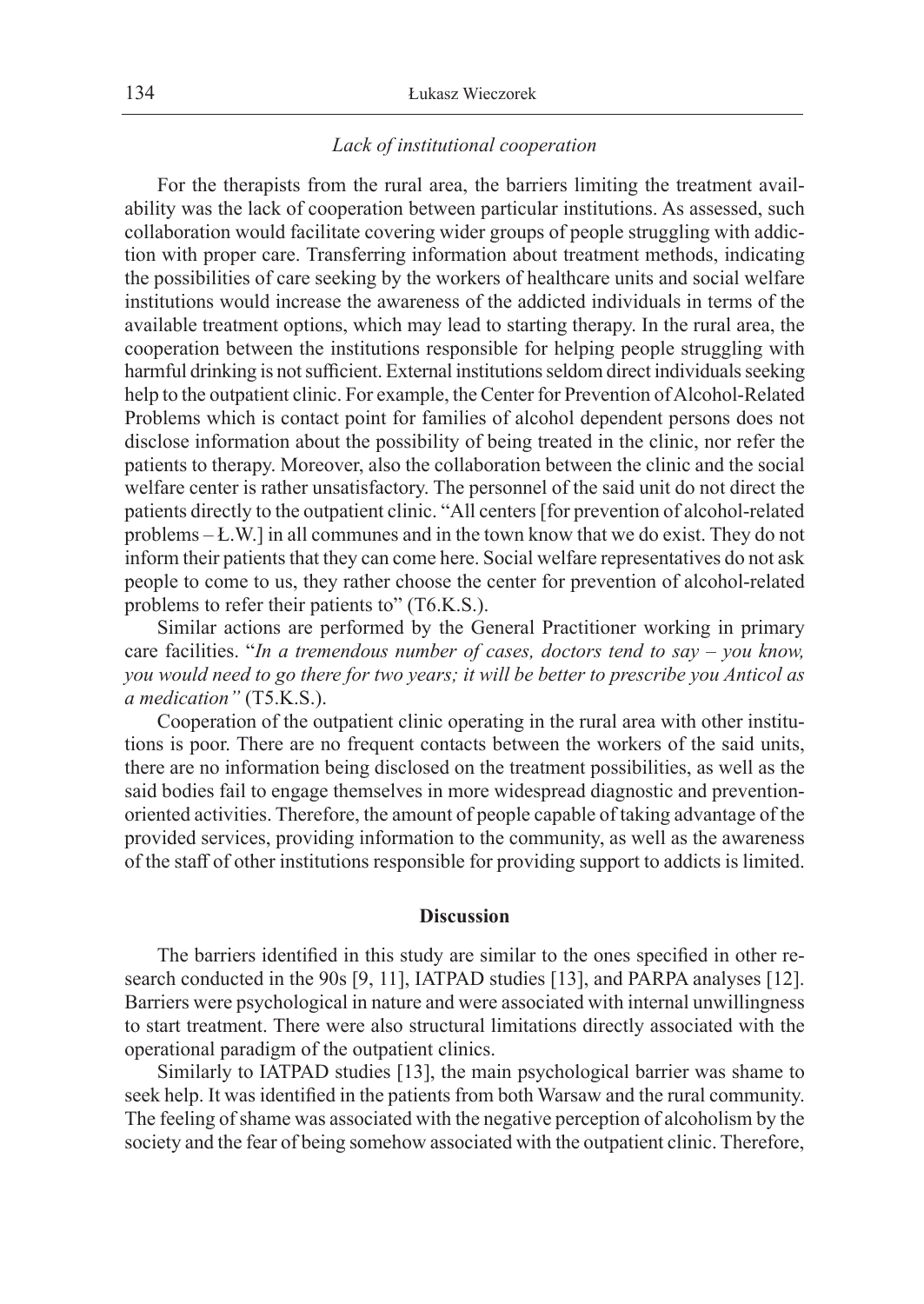*Lack of institutional cooperation*

For the therapists from the rural area, the barriers limiting the treatment availability was the lack of cooperation between particular institutions. As assessed, such collaboration would facilitate covering wider groups of people struggling with addiction with proper care. Transferring information about treatment methods, indicating the possibilities of care seeking by the workers of healthcare units and social welfare institutions would increase the awareness of the addicted individuals in terms of the available treatment options, which may lead to starting therapy. In the rural area, the cooperation between the institutions responsible for helping people struggling with harmful drinking is not sufficient. External institutions seldom direct individuals seeking help to the outpatient clinic. For example, the Center for Prevention of Alcohol-Related Problems which is contact point for families of alcohol dependent persons does not disclose information about the possibility of being treated in the clinic, nor refer the patients to therapy. Moreover, also the collaboration between the clinic and the social welfare center is rather unsatisfactory. The personnel of the said unit do not direct the patients directly to the outpatient clinic. "All centers [for prevention of alcohol-related problems – Ł.W.] in all communes and in the town know that we do exist. They do not inform their patients that they can come here. Social welfare representatives do not ask people to come to us, they rather choose the center for prevention of alcohol-related problems to refer their patients to" (T6.K.S.).

Similar actions are performed by the General Practitioner working in primary care facilities. "*In a tremendous number of cases, doctors tend to say – you know, you would need to go there for two years; it will be better to prescribe you Anticol as a medication"* (T5.K.S.).

Cooperation of the outpatient clinic operating in the rural area with other institutions is poor. There are no frequent contacts between the workers of the said units, there are no information being disclosed on the treatment possibilities, as well as the said bodies fail to engage themselves in more widespread diagnostic and prevention-oriented activities. Therefore, the amount of people capable of taking advantage of the provided services, providing information to the community, as well as the awareness of the staff of other institutions responsible for providing support to addicts is limited.

## Discussion

The barriers identified in this study are similar to the ones specified in other research conducted in the 90s [9, 11], IATPAD studies [13], and PARPA analyses [12]. Barriers were psychological in nature and were associated with internal unwillingness to start treatment. There were also structural limitations directly associated with the operational paradigm of the outpatient clinics.

Similarly to IATPAD studies [13], the main psychological barrier was shame to seek help. It was identified in the patients from both Warsaw and the rural community. The feeling of shame was associated with the negative perception of alcoholism by the society and the fear of being somehow associated with the outpatient clinic. Therefore,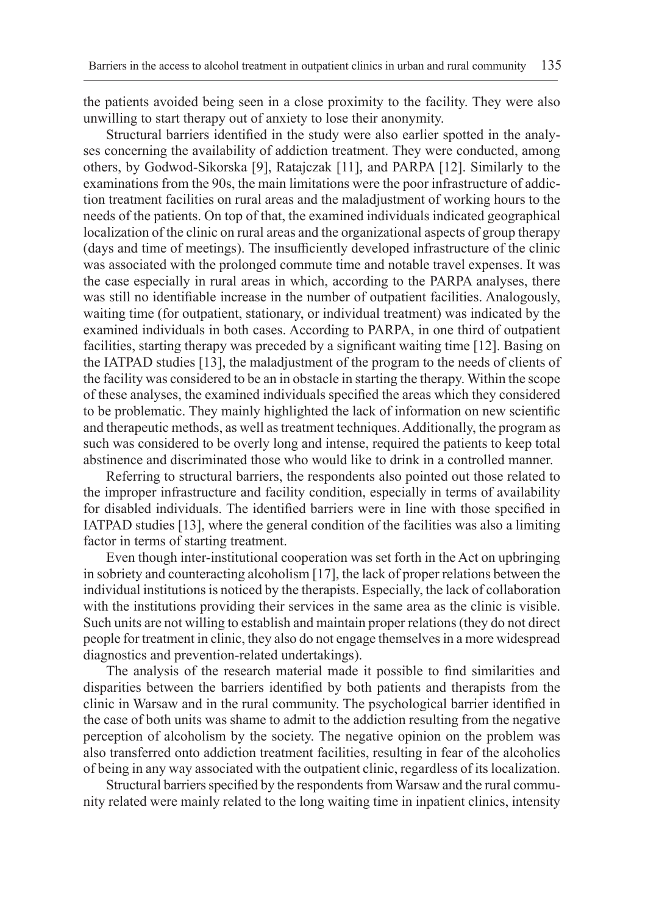the patients avoided being seen in a close proximity to the facility. They were also unwilling to start therapy out of anxiety to lose their anonymity.

Structural barriers identified in the study were also earlier spotted in the analyses concerning the availability of addiction treatment. They were conducted, among others, by Godwod-Sikorska [9], Ratajczak [11], and PARPA [12]. Similarly to the examinations from the 90s, the main limitations were the poor infrastructure of addiction treatment facilities on rural areas and the maladjustment of working hours to the needs of the patients. On top of that, the examined individuals indicated geographical localization of the clinic on rural areas and the organizational aspects of group therapy (days and time of meetings). The insufficiently developed infrastructure of the clinic was associated with the prolonged commute time and notable travel expenses. It was the case especially in rural areas in which, according to the PARPA analyses, there was still no identifiable increase in the number of outpatient facilities. Analogously, waiting time (for outpatient, stationary, or individual treatment) was indicated by the examined individuals in both cases. According to PARPA, in one third of outpatient facilities, starting therapy was preceded by a significant waiting time [12]. Basing on the IATPAD studies [13], the maladjustment of the program to the needs of clients of the facility was considered to be an in obstacle in starting the therapy. Within the scope of these analyses, the examined individuals specified the areas which they considered to be problematic. They mainly highlighted the lack of information on new scientific and therapeutic methods, as well as treatment techniques. Additionally, the program as such was considered to be overly long and intense, required the patients to keep total abstinence and discriminated those who would like to drink in a controlled manner.

Referring to structural barriers, the respondents also pointed out those related to the improper infrastructure and facility condition, especially in terms of availability for disabled individuals. The identified barriers were in line with those specified in IATPAD studies [13], where the general condition of the facilities was also a limiting factor in terms of starting treatment.

Even though inter-institutional cooperation was set forth in the Act on upbringing in sobriety and counteracting alcoholism [17], the lack of proper relations between the individual institutions is noticed by the therapists. Especially, the lack of collaboration with the institutions providing their services in the same area as the clinic is visible. Such units are not willing to establish and maintain proper relations (they do not direct people for treatment in clinic, they also do not engage themselves in a more widespread diagnostics and prevention-related undertakings).

The analysis of the research material made it possible to find similarities and disparities between the barriers identified by both patients and therapists from the clinic in Warsaw and in the rural community. The psychological barrier identified in the case of both units was shame to admit to the addiction resulting from the negative perception of alcoholism by the society. The negative opinion on the problem was also transferred onto addiction treatment facilities, resulting in fear of the alcoholics of being in any way associated with the outpatient clinic, regardless of its localization.

Structural barriers specified by the respondents from Warsaw and the rural community related were mainly related to the long waiting time in inpatient clinics, intensity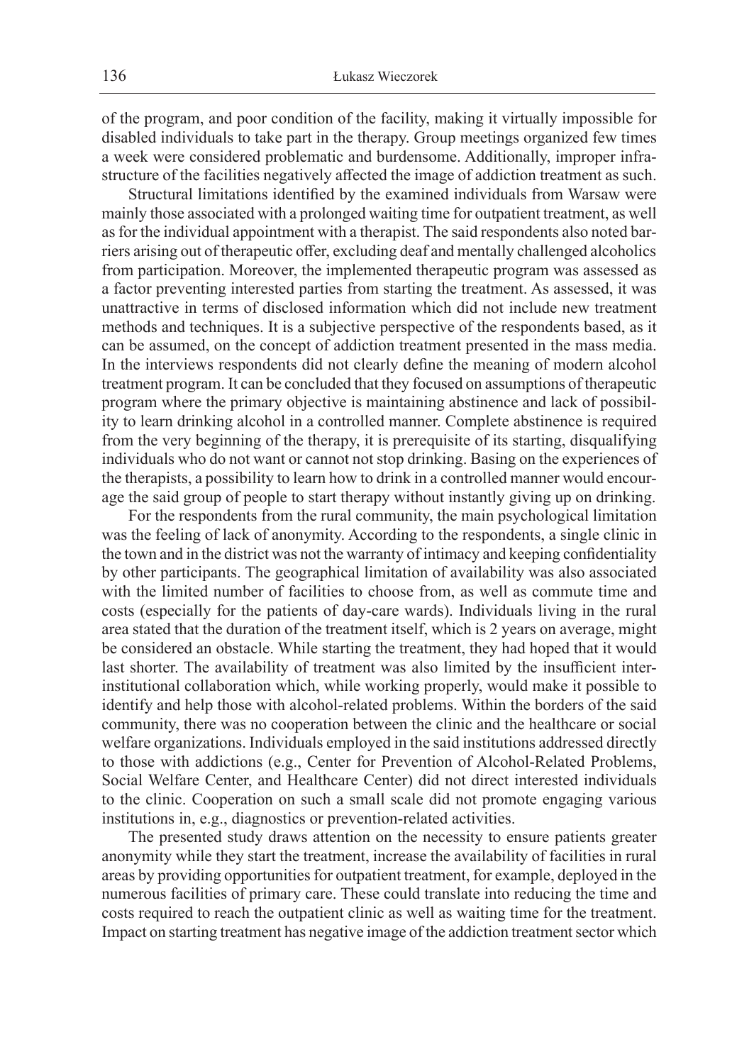of the program, and poor condition of the facility, making it virtually impossible for disabled individuals to take part in the therapy. Group meetings organized few times a week were considered problematic and burdensome. Additionally, improper infrastructure of the facilities negatively affected the image of addiction treatment as such.

Structural limitations identified by the examined individuals from Warsaw were mainly those associated with a prolonged waiting time for outpatient treatment, as well as for the individual appointment with a therapist. The said respondents also noted barriers arising out of therapeutic offer, excluding deaf and mentally challenged alcoholics from participation. Moreover, the implemented therapeutic program was assessed as a factor preventing interested parties from starting the treatment. As assessed, it was unattractive in terms of disclosed information which did not include new treatment methods and techniques. It is a subjective perspective of the respondents based, as it can be assumed, on the concept of addiction treatment presented in the mass media. In the interviews respondents did not clearly define the meaning of modern alcohol treatment program. It can be concluded that they focused on assumptions of therapeutic program where the primary objective is maintaining abstinence and lack of possibility to learn drinking alcohol in a controlled manner. Complete abstinence is required from the very beginning of the therapy, it is prerequisite of its starting, disqualifying individuals who do not want or cannot not stop drinking. Basing on the experiences of the therapists, a possibility to learn how to drink in a controlled manner would encourage the said group of people to start therapy without instantly giving up on drinking.

For the respondents from the rural community, the main psychological limitation was the feeling of lack of anonymity. According to the respondents, a single clinic in the town and in the district was not the warranty of intimacy and keeping confidentiality by other participants. The geographical limitation of availability was also associated with the limited number of facilities to choose from, as well as commute time and costs (especially for the patients of day-care wards). Individuals living in the rural area stated that the duration of the treatment itself, which is 2 years on average, might be considered an obstacle. While starting the treatment, they had hoped that it would last shorter. The availability of treatment was also limited by the insufficient inter-institutional collaboration which, while working properly, would make it possible to identify and help those with alcohol-related problems. Within the borders of the said community, there was no cooperation between the clinic and the healthcare or social welfare organizations. Individuals employed in the said institutions addressed directly to those with addictions (e.g., Center for Prevention of Alcohol-Related Problems, Social Welfare Center, and Healthcare Center) did not direct interested individuals to the clinic. Cooperation on such a small scale did not promote engaging various institutions in, e.g., diagnostics or prevention-related activities.

The presented study draws attention on the necessity to ensure patients greater anonymity while they start the treatment, increase the availability of facilities in rural areas by providing opportunities for outpatient treatment, for example, deployed in the numerous facilities of primary care. These could translate into reducing the time and costs required to reach the outpatient clinic as well as waiting time for the treatment. Impact on starting treatment has negative image of the addiction treatment sector which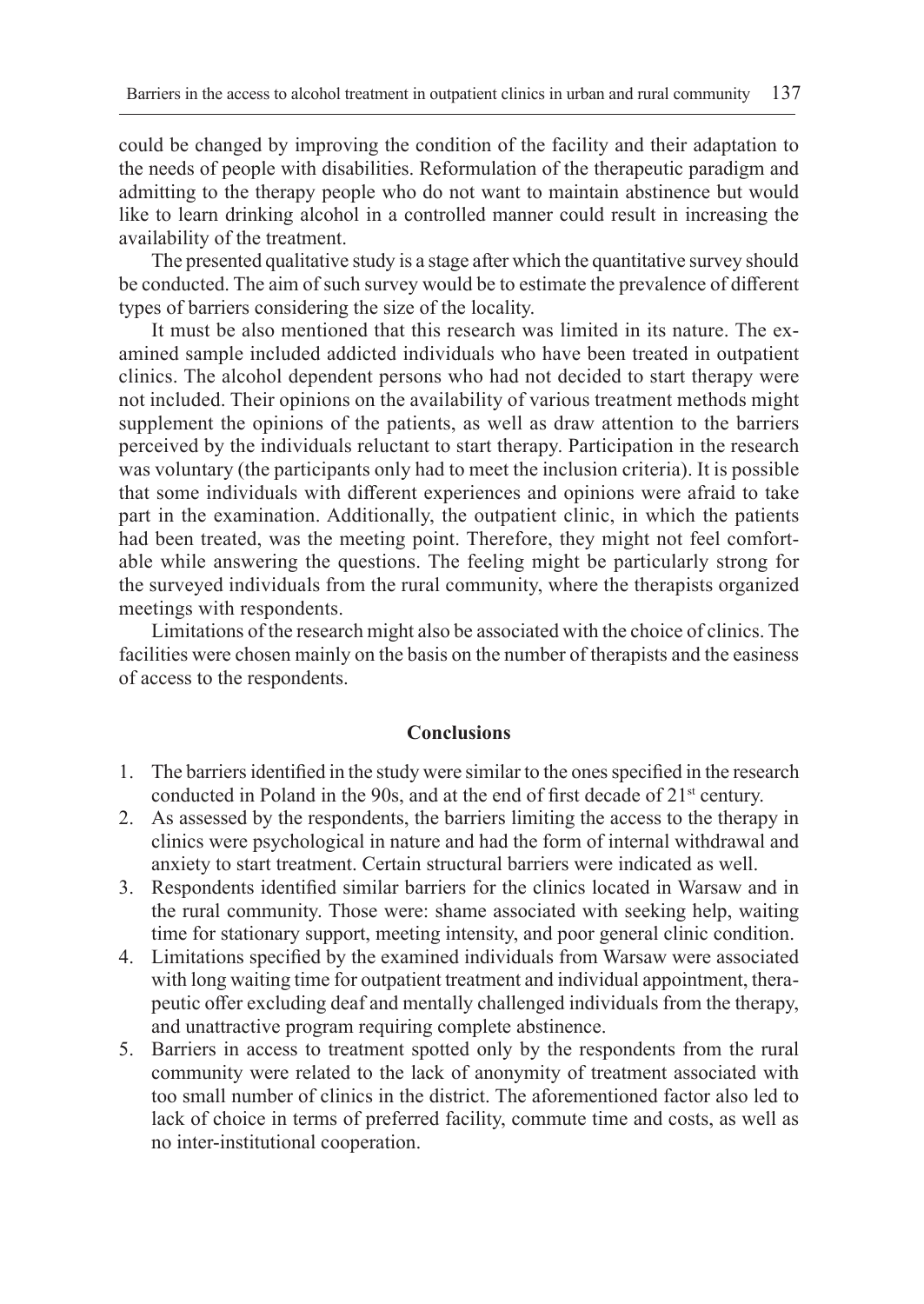could be changed by improving the condition of the facility and their adaptation to the needs of people with disabilities. Reformulation of the therapeutic paradigm and admitting to the therapy people who do not want to maintain abstinence but would like to learn drinking alcohol in a controlled manner could result in increasing the availability of the treatment.

The presented qualitative study is a stage after which the quantitative survey should be conducted. The aim of such survey would be to estimate the prevalence of different types of barriers considering the size of the locality.

It must be also mentioned that this research was limited in its nature. The examined sample included addicted individuals who have been treated in outpatient clinics. The alcohol dependent persons who had not decided to start therapy were not included. Their opinions on the availability of various treatment methods might supplement the opinions of the patients, as well as draw attention to the barriers perceived by the individuals reluctant to start therapy. Participation in the research was voluntary (the participants only had to meet the inclusion criteria). It is possible that some individuals with different experiences and opinions were afraid to take part in the examination. Additionally, the outpatient clinic, in which the patients had been treated, was the meeting point. Therefore, they might not feel comfortable while answering the questions. The feeling might be particularly strong for the surveyed individuals from the rural community, where the therapists organized meetings with respondents.

Limitations of the research might also be associated with the choice of clinics. The facilities were chosen mainly on the basis on the number of therapists and the easiness of access to the respondents.

## Conclusions

1. The barriers identified in the study were similar to the ones specified in the research conducted in Poland in the 90s, and at the end of first decade of 21st century.
2. As assessed by the respondents, the barriers limiting the access to the therapy in clinics were psychological in nature and had the form of internal withdrawal and anxiety to start treatment. Certain structural barriers were indicated as well.
3. Respondents identified similar barriers for the clinics located in Warsaw and in the rural community. Those were: shame associated with seeking help, waiting time for stationary support, meeting intensity, and poor general clinic condition.
4. Limitations specified by the examined individuals from Warsaw were associated with long waiting time for outpatient treatment and individual appointment, therapeutic offer excluding deaf and mentally challenged individuals from the therapy, and unattractive program requiring complete abstinence.
5. Barriers in access to treatment spotted only by the respondents from the rural community were related to the lack of anonymity of treatment associated with too small number of clinics in the district. The aforementioned factor also led to lack of choice in terms of preferred facility, commute time and costs, as well as no inter-institutional cooperation.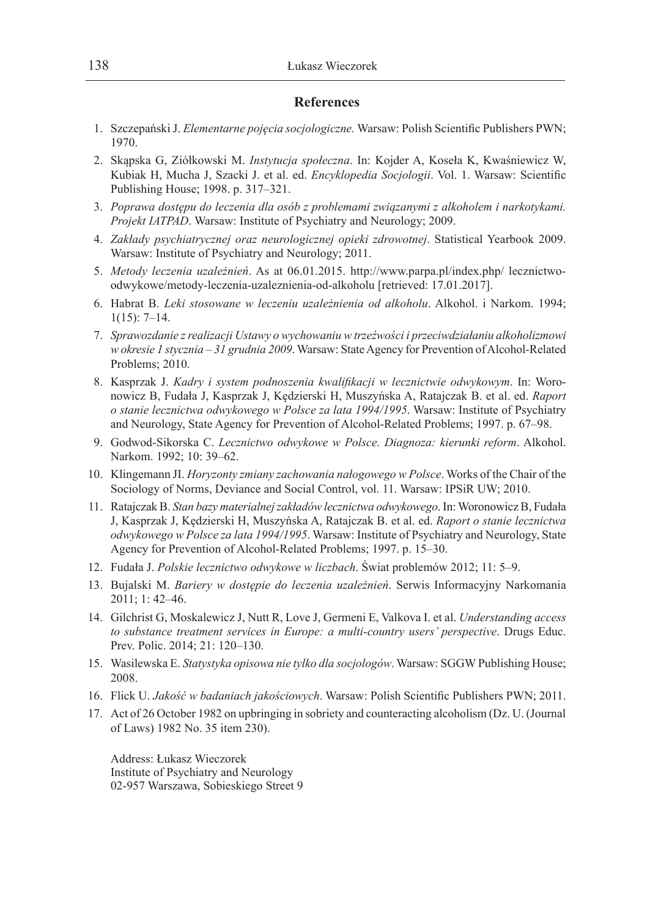## References

1. Szczepański J. *Elementarne pojęcia socjologiczne.* Warsaw: Polish Scientific Publishers PWN; 1970.
2. Skąpska G, Ziółkowski M. *Instytucja społeczna*. In: Kojder A, Koseła K, Kwaśniewicz W, Kubiak H, Mucha J, Szacki J. et al. ed. *Encyklopedia Socjologii*. Vol. 1. Warsaw: Scientific Publishing House; 1998. p. 317–321.
3. *Poprawa dostępu do leczenia dla osób z problemami związanymi z alkoholem i narkotykami. Projekt IATPAD*. Warsaw: Institute of Psychiatry and Neurology; 2009.
4. *Zakłady psychiatrycznej oraz neurologicznej opieki zdrowotnej*. Statistical Yearbook 2009. Warsaw: Institute of Psychiatry and Neurology; 2011.
5. *Metody leczenia uzależnień*. As at 06.01.2015. http://www.parpa.pl/index.php/ lecznictwo-odwykowe/metody-leczenia-uzaleznienia-od-alkoholu [retrieved: 17.01.2017].
6. Habrat B. *Leki stosowane w leczeniu uzależnienia od alkoholu*. Alkohol. i Narkom. 1994; 1(15): 7–14.
7. *Sprawozdanie z realizacji Ustawy o wychowaniu w trzeźwości i przeciwdziałaniu alkoholizmowi w okresie 1 stycznia – 31 grudnia 2009*. Warsaw: State Agency for Prevention of Alcohol-Related Problems; 2010.
8. Kasprzak J. *Kadry i system podnoszenia kwalifikacji w lecznictwie odwykowym*. In: Woronowicz B, Fudała J, Kasprzak J, Kędzierski H, Muszyńska A, Ratajczak B. et al. ed. *Raport o stanie lecznictwa odwykowego w Polsce za lata 1994/1995*. Warsaw: Institute of Psychiatry and Neurology, State Agency for Prevention of Alcohol-Related Problems; 1997. p. 67–98.
9. Godwod-Sikorska C. *Lecznictwo odwykowe w Polsce. Diagnoza: kierunki reform*. Alkohol. Narkom. 1992; 10: 39–62.
10. Klingemann JI. *Horyzonty zmiany zachowania nałogowego w Polsce*. Works of the Chair of the Sociology of Norms, Deviance and Social Control, vol. 11. Warsaw: IPSiR UW; 2010.
11. Ratajczak B. *Stan bazy materialnej zakładów lecznictwa odwykowego*. In: Woronowicz B, Fudała J, Kasprzak J, Kędzierski H, Muszyńska A, Ratajczak B. et al. ed. *Raport o stanie lecznictwa odwykowego w Polsce za lata 1994/1995*. Warsaw: Institute of Psychiatry and Neurology, State Agency for Prevention of Alcohol-Related Problems; 1997. p. 15–30.
12. Fudała J. *Polskie lecznictwo odwykowe w liczbach*. Świat problemów 2012; 11: 5–9.
13. Bujalski M. *Bariery w dostępie do leczenia uzależnień*. Serwis Informacyjny Narkomania 2011; 1: 42–46.
14. Gilchrist G, Moskalewicz J, Nutt R, Love J, Germeni E, Valkova I. et al. *Understanding access to substance treatment services in Europe: a multi-country users' perspective*. Drugs Educ. Prev. Polic. 2014; 21: 120–130.
15. Wasilewska E. *Statystyka opisowa nie tylko dla socjologów*. Warsaw: SGGW Publishing House; 2008.
16. Flick U. *Jakość w badaniach jakościowych*. Warsaw: Polish Scientific Publishers PWN; 2011.
17. Act of 26 October 1982 on upbringing in sobriety and counteracting alcoholism (Dz. U. (Journal of Laws) 1982 No. 35 item 230).

Address: Łukasz Wieczorek
Institute of Psychiatry and Neurology
02-957 Warszawa, Sobieskiego Street 9